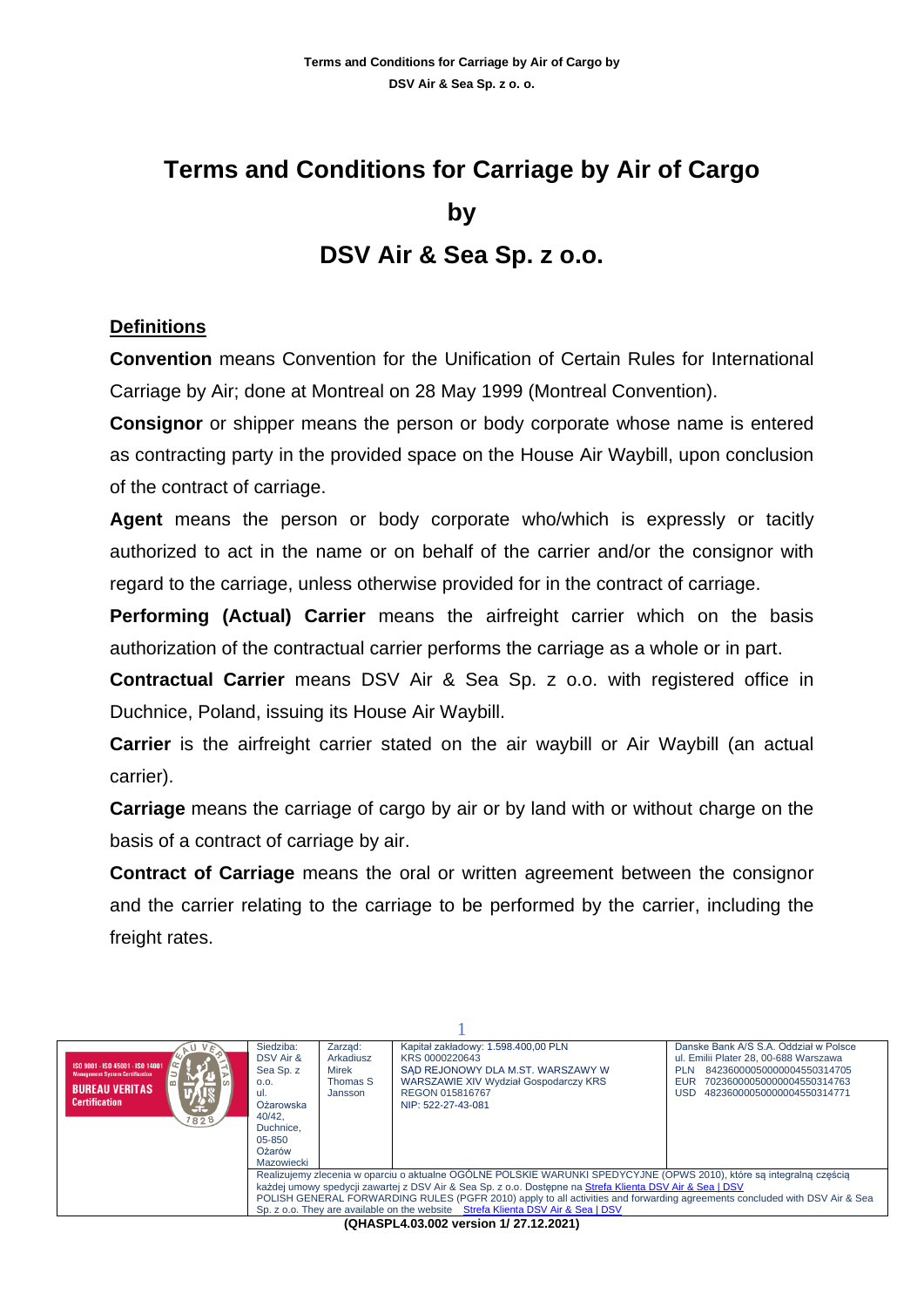# Terms and Conditions for Carriage by Air of Cargo by DSV Air & Sea Sp. z o.o.

## Definitions

**Convention** means Convention for the Unification of Certain Rules for International Carriage by Air; done at Montreal on 28 May 1999 (Montreal Convention).

**Consignor** or shipper means the person or body corporate whose name is entered as contracting party in the provided space on the House Air Waybill, upon conclusion of the contract of carriage.

**Agent** means the person or body corporate who/which is expressly or tacitly authorized to act in the name or on behalf of the carrier and/or the consignor with regard to the carriage, unless otherwise provided for in the contract of carriage.

**Performing (Actual) Carrier** means the airfreight carrier which on the basis authorization of the contractual carrier performs the carriage as a whole or in part.

**Contractual Carrier** means DSV Air & Sea Sp. z o.o. with registered office in Duchnice, Poland, issuing its House Air Waybill.

**Carrier** is the airfreight carrier stated on the air waybill or Air Waybill (an actual carrier).

**Carriage** means the carriage of cargo by air or by land with or without charge on the basis of a contract of carriage by air.

**Contract of Carriage** means the oral or written agreement between the consignor and the carrier relating to the carriage to be performed by the carrier, including the freight rates.

| Siedziba: | Zarząd: | | |
|---|---|---|---|
| DSV Air & Sea Sp. z o.o. ul. Ożarowska 40/42, Duchnice, 05-850 Ożarów Mazowiecki | Arkadiusz Mirek Thomas S Jansson | Kapitał zakładowy: 1.598.400,00 PLN KRS 0000220643 SĄD REJONOWY DLA M.ST. WARSZAWY W WARSZAWIE XIV Wydział Gospodarczy KRS REGON 015816767 NIP: 522-27-43-081 | Danske Bank A/S S.A. Oddział w Polsce ul. Emilii Plater 28, 00-688 Warszawa PLN 84236000050000004550314705 EUR 70236000050000004550314763 USD 48236000050000004550314771 |

Realizujemy zlecenia w oparciu o aktualne OGÓLNE POLSKIE WARUNKI SPEDYCYJNE (OPWS 2010), które są integralną częścią każdej umowy spedycji zawartej z DSV Air & Sea Sp. z o.o. Dostępne na Strefa Klienta DSV Air & Sea | DSV
POLISH GENERAL FORWARDING RULES (PGFR 2010) apply to all activities and forwarding agreements concluded with DSV Air & Sea Sp. z o.o. They are available on the website Strefa Klienta DSV Air & Sea | DSV

(QHASPL4.03.002 version 1/ 27.12.2021)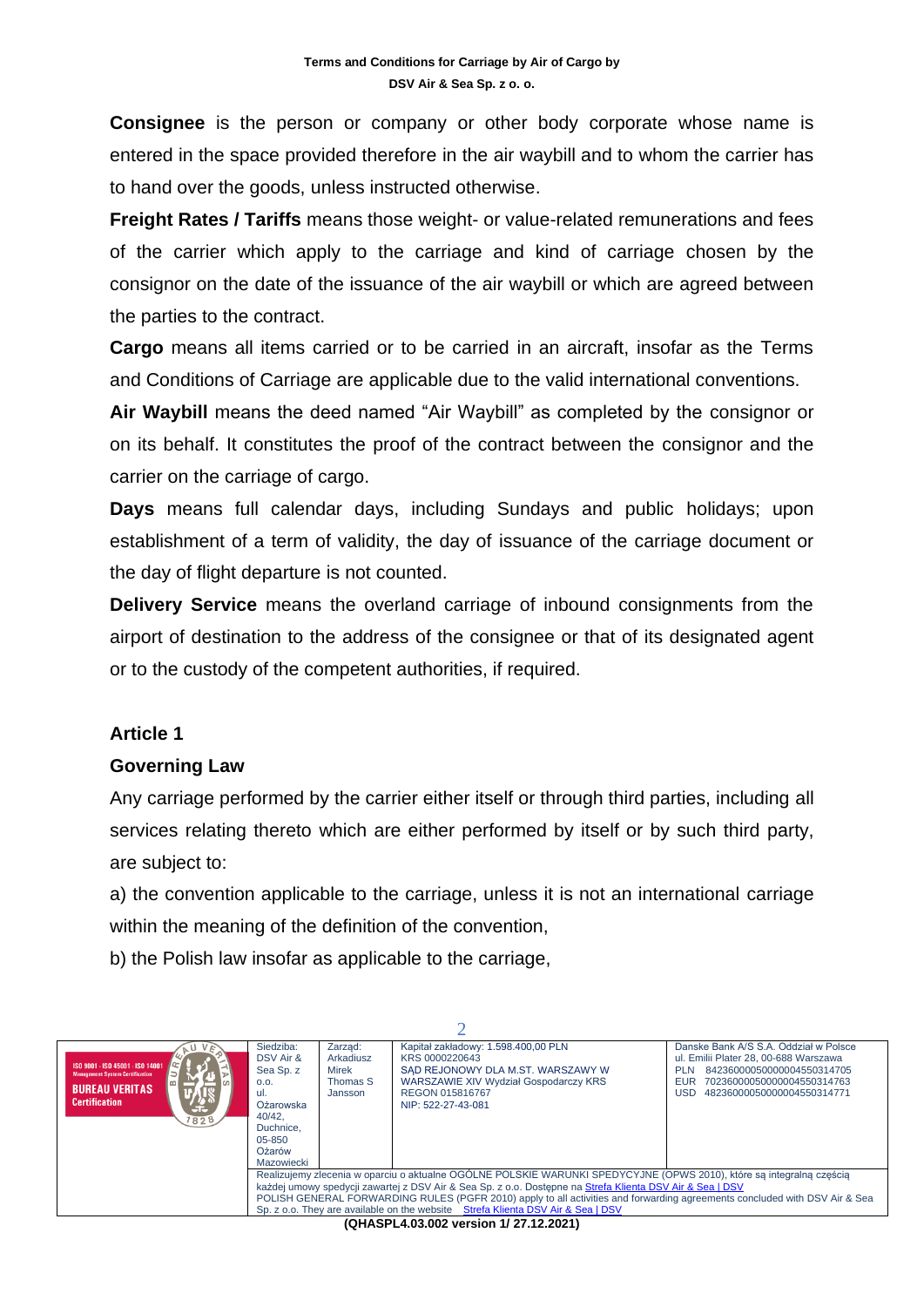**Consignee** is the person or company or other body corporate whose name is entered in the space provided therefore in the air waybill and to whom the carrier has to hand over the goods, unless instructed otherwise.

**Freight Rates / Tariffs** means those weight- or value-related remunerations and fees of the carrier which apply to the carriage and kind of carriage chosen by the consignor on the date of the issuance of the air waybill or which are agreed between the parties to the contract.

**Cargo** means all items carried or to be carried in an aircraft, insofar as the Terms and Conditions of Carriage are applicable due to the valid international conventions.

**Air Waybill** means the deed named "Air Waybill" as completed by the consignor or on its behalf. It constitutes the proof of the contract between the consignor and the carrier on the carriage of cargo.

**Days** means full calendar days, including Sundays and public holidays; upon establishment of a term of validity, the day of issuance of the carriage document or the day of flight departure is not counted.

**Delivery Service** means the overland carriage of inbound consignments from the airport of destination to the address of the consignee or that of its designated agent or to the custody of the competent authorities, if required.

## Article 1

## Governing Law

Any carriage performed by the carrier either itself or through third parties, including all services relating thereto which are either performed by itself or by such third party, are subject to:

a) the convention applicable to the carriage, unless it is not an international carriage within the meaning of the definition of the convention,

b) the Polish law insofar as applicable to the carriage,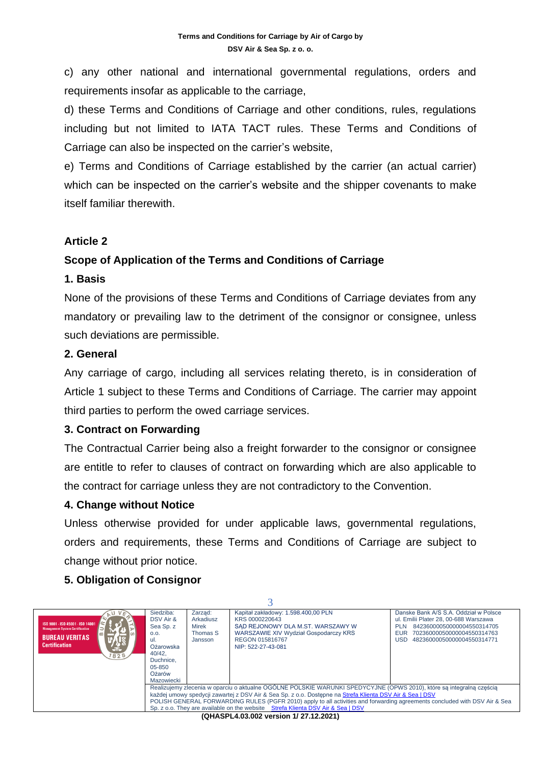c) any other national and international governmental regulations, orders and requirements insofar as applicable to the carriage,

d) these Terms and Conditions of Carriage and other conditions, rules, regulations including but not limited to IATA TACT rules. These Terms and Conditions of Carriage can also be inspected on the carrier's website,

e) Terms and Conditions of Carriage established by the carrier (an actual carrier) which can be inspected on the carrier's website and the shipper covenants to make itself familiar therewith.

## Article 2

## Scope of Application of the Terms and Conditions of Carriage

### 1. Basis

None of the provisions of these Terms and Conditions of Carriage deviates from any mandatory or prevailing law to the detriment of the consignor or consignee, unless such deviations are permissible.

### 2. General

Any carriage of cargo, including all services relating thereto, is in consideration of Article 1 subject to these Terms and Conditions of Carriage. The carrier may appoint third parties to perform the owed carriage services.

### 3. Contract on Forwarding

The Contractual Carrier being also a freight forwarder to the consignor or consignee are entitle to refer to clauses of contract on forwarding which are also applicable to the contract for carriage unless they are not contradictory to the Convention.

### 4. Change without Notice

Unless otherwise provided for under applicable laws, governmental regulations, orders and requirements, these Terms and Conditions of Carriage are subject to change without prior notice.

### 5. Obligation of Consignor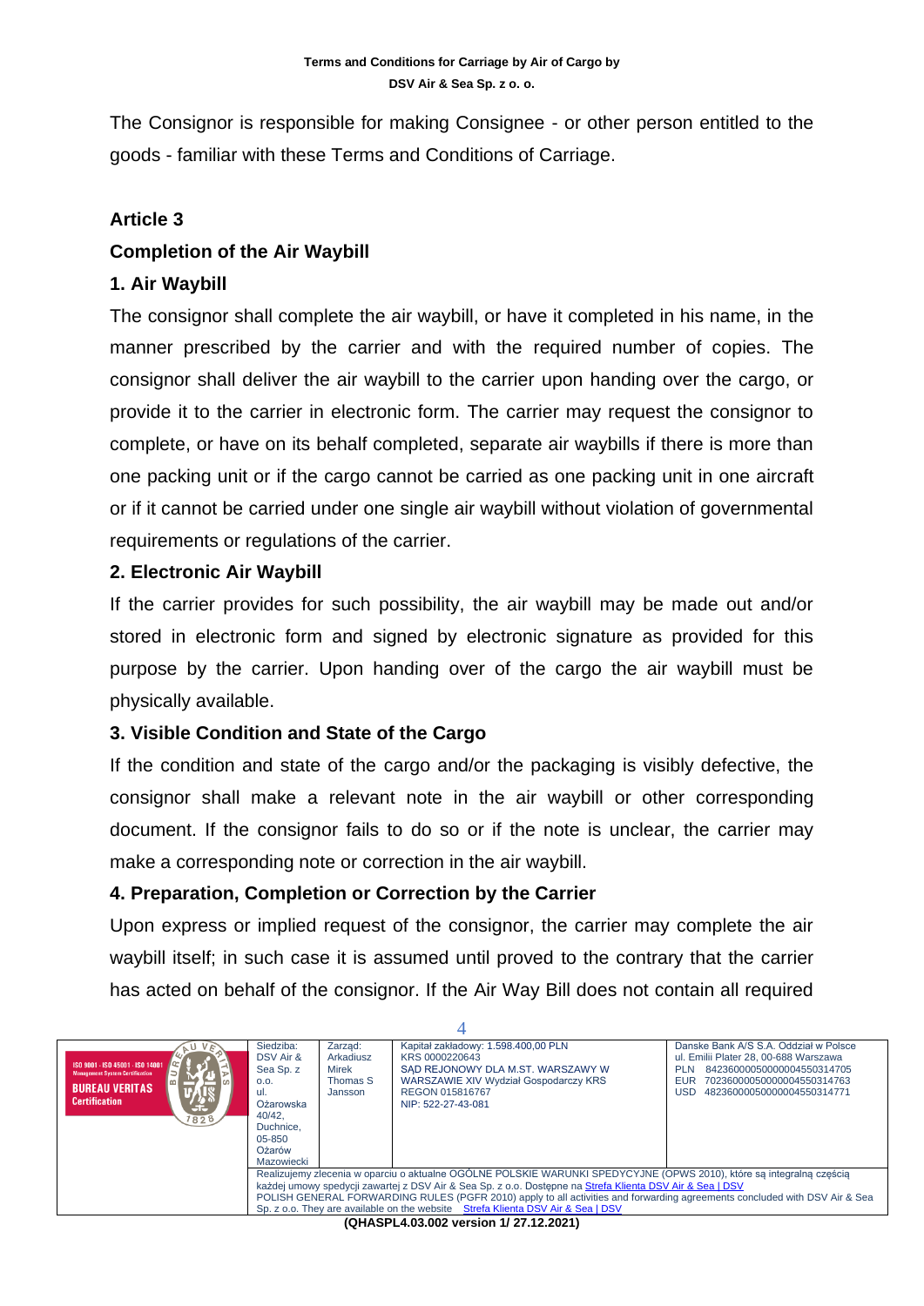The Consignor is responsible for making Consignee - or other person entitled to the goods - familiar with these Terms and Conditions of Carriage.

## Article 3

## Completion of the Air Waybill

### 1. Air Waybill

The consignor shall complete the air waybill, or have it completed in his name, in the manner prescribed by the carrier and with the required number of copies. The consignor shall deliver the air waybill to the carrier upon handing over the cargo, or provide it to the carrier in electronic form. The carrier may request the consignor to complete, or have on its behalf completed, separate air waybills if there is more than one packing unit or if the cargo cannot be carried as one packing unit in one aircraft or if it cannot be carried under one single air waybill without violation of governmental requirements or regulations of the carrier.

### 2. Electronic Air Waybill

If the carrier provides for such possibility, the air waybill may be made out and/or stored in electronic form and signed by electronic signature as provided for this purpose by the carrier. Upon handing over of the cargo the air waybill must be physically available.

### 3. Visible Condition and State of the Cargo

If the condition and state of the cargo and/or the packaging is visibly defective, the consignor shall make a relevant note in the air waybill or other corresponding document. If the consignor fails to do so or if the note is unclear, the carrier may make a corresponding note or correction in the air waybill.

### 4. Preparation, Completion or Correction by the Carrier

Upon express or implied request of the consignor, the carrier may complete the air waybill itself; in such case it is assumed until proved to the contrary that the carrier has acted on behalf of the consignor. If the Air Way Bill does not contain all required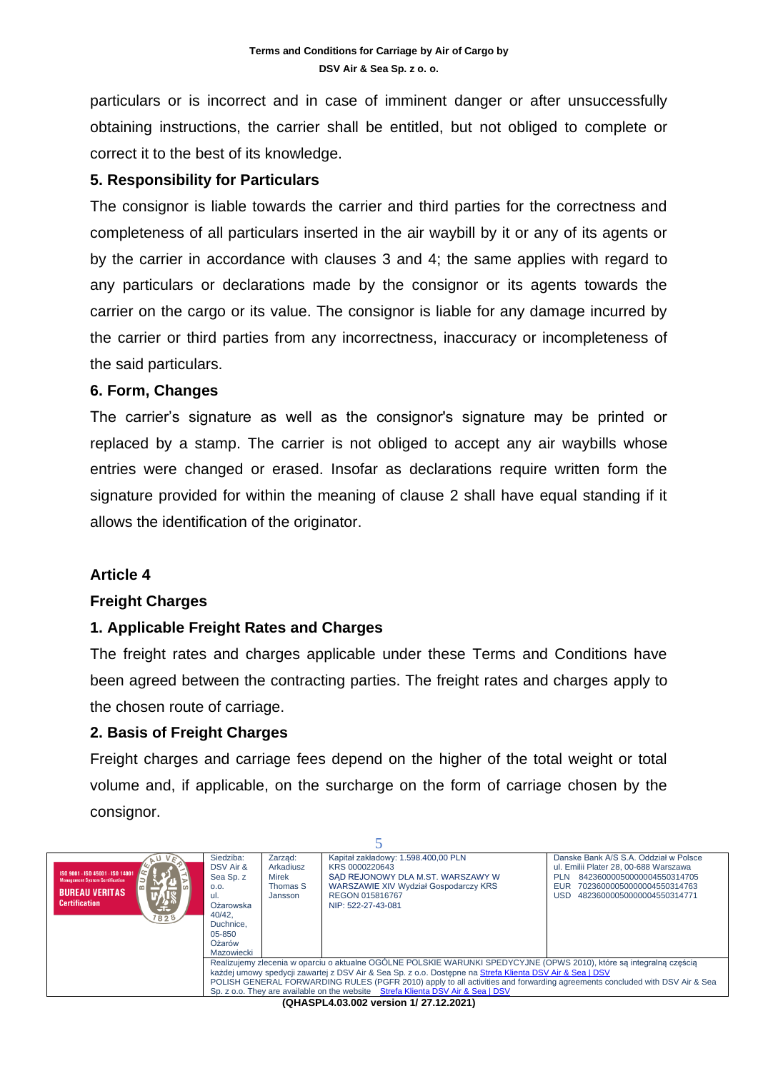particulars or is incorrect and in case of imminent danger or after unsuccessfully obtaining instructions, the carrier shall be entitled, but not obliged to complete or correct it to the best of its knowledge.

### 5. Responsibility for Particulars

The consignor is liable towards the carrier and third parties for the correctness and completeness of all particulars inserted in the air waybill by it or any of its agents or by the carrier in accordance with clauses 3 and 4; the same applies with regard to any particulars or declarations made by the consignor or its agents towards the carrier on the cargo or its value. The consignor is liable for any damage incurred by the carrier or third parties from any incorrectness, inaccuracy or incompleteness of the said particulars.

### 6. Form, Changes

The carrier's signature as well as the consignor's signature may be printed or replaced by a stamp. The carrier is not obliged to accept any air waybills whose entries were changed or erased. Insofar as declarations require written form the signature provided for within the meaning of clause 2 shall have equal standing if it allows the identification of the originator.

## Article 4

## Freight Charges

### 1. Applicable Freight Rates and Charges

The freight rates and charges applicable under these Terms and Conditions have been agreed between the contracting parties. The freight rates and charges apply to the chosen route of carriage.

### 2. Basis of Freight Charges

Freight charges and carriage fees depend on the higher of the total weight or total volume and, if applicable, on the surcharge on the form of carriage chosen by the consignor.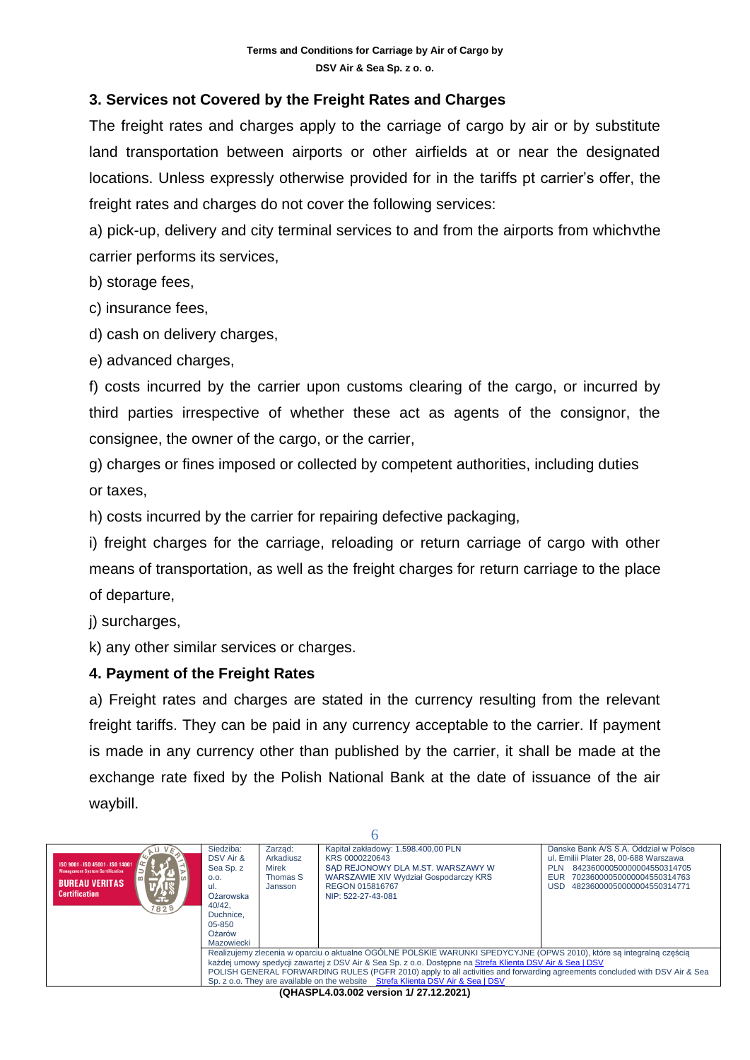## 3. Services not Covered by the Freight Rates and Charges

The freight rates and charges apply to the carriage of cargo by air or by substitute land transportation between airports or other airfields at or near the designated locations. Unless expressly otherwise provided for in the tariffs pt carrier's offer, the freight rates and charges do not cover the following services:

a) pick-up, delivery and city terminal services to and from the airports from whichvthe carrier performs its services,

b) storage fees,

c) insurance fees,

d) cash on delivery charges,

e) advanced charges,

f) costs incurred by the carrier upon customs clearing of the cargo, or incurred by third parties irrespective of whether these act as agents of the consignor, the consignee, the owner of the cargo, or the carrier,

g) charges or fines imposed or collected by competent authorities, including duties or taxes,

h) costs incurred by the carrier for repairing defective packaging,

i) freight charges for the carriage, reloading or return carriage of cargo with other means of transportation, as well as the freight charges for return carriage to the place of departure,

j) surcharges,

k) any other similar services or charges.

## 4. Payment of the Freight Rates

a) Freight rates and charges are stated in the currency resulting from the relevant freight tariffs. They can be paid in any currency acceptable to the carrier. If payment is made in any currency other than published by the carrier, it shall be made at the exchange rate fixed by the Polish National Bank at the date of issuance of the air waybill.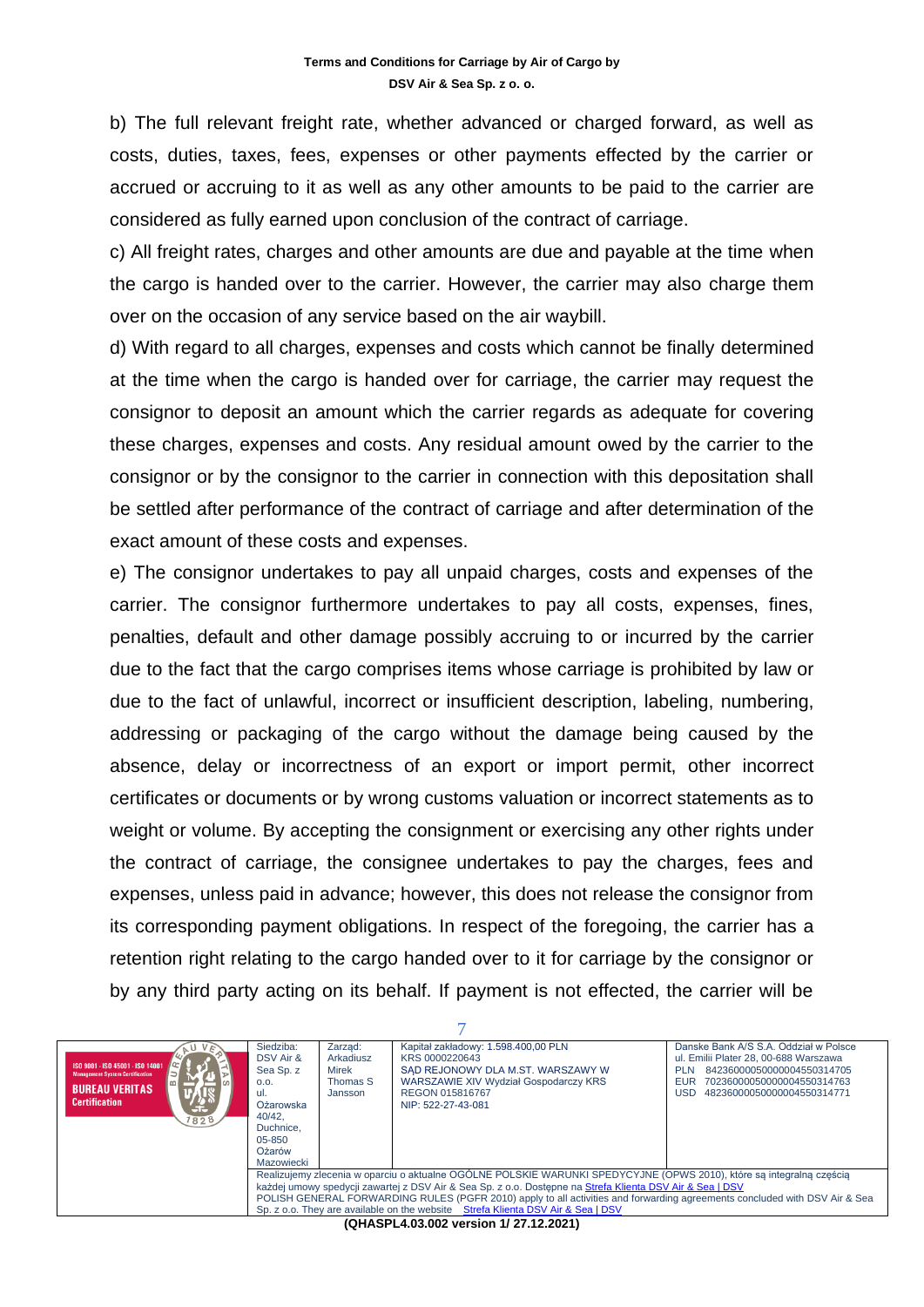b) The full relevant freight rate, whether advanced or charged forward, as well as costs, duties, taxes, fees, expenses or other payments effected by the carrier or accrued or accruing to it as well as any other amounts to be paid to the carrier are considered as fully earned upon conclusion of the contract of carriage.

c) All freight rates, charges and other amounts are due and payable at the time when the cargo is handed over to the carrier. However, the carrier may also charge them over on the occasion of any service based on the air waybill.

d) With regard to all charges, expenses and costs which cannot be finally determined at the time when the cargo is handed over for carriage, the carrier may request the consignor to deposit an amount which the carrier regards as adequate for covering these charges, expenses and costs. Any residual amount owed by the carrier to the consignor or by the consignor to the carrier in connection with this depositation shall be settled after performance of the contract of carriage and after determination of the exact amount of these costs and expenses.

e) The consignor undertakes to pay all unpaid charges, costs and expenses of the carrier. The consignor furthermore undertakes to pay all costs, expenses, fines, penalties, default and other damage possibly accruing to or incurred by the carrier due to the fact that the cargo comprises items whose carriage is prohibited by law or due to the fact of unlawful, incorrect or insufficient description, labeling, numbering, addressing or packaging of the cargo without the damage being caused by the absence, delay or incorrectness of an export or import permit, other incorrect certificates or documents or by wrong customs valuation or incorrect statements as to weight or volume. By accepting the consignment or exercising any other rights under the contract of carriage, the consignee undertakes to pay the charges, fees and expenses, unless paid in advance; however, this does not release the consignor from its corresponding payment obligations. In respect of the foregoing, the carrier has a retention right relating to the cargo handed over to it for carriage by the consignor or by any third party acting on its behalf. If payment is not effected, the carrier will be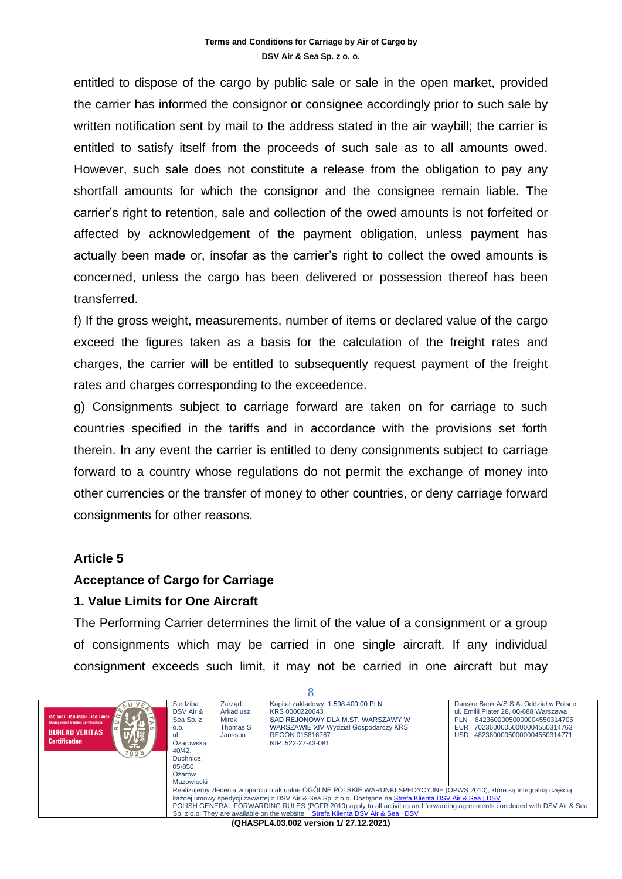entitled to dispose of the cargo by public sale or sale in the open market, provided the carrier has informed the consignor or consignee accordingly prior to such sale by written notification sent by mail to the address stated in the air waybill; the carrier is entitled to satisfy itself from the proceeds of such sale as to all amounts owed. However, such sale does not constitute a release from the obligation to pay any shortfall amounts for which the consignor and the consignee remain liable. The carrier's right to retention, sale and collection of the owed amounts is not forfeited or affected by acknowledgement of the payment obligation, unless payment has actually been made or, insofar as the carrier's right to collect the owed amounts is concerned, unless the cargo has been delivered or possession thereof has been transferred.

f) If the gross weight, measurements, number of items or declared value of the cargo exceed the figures taken as a basis for the calculation of the freight rates and charges, the carrier will be entitled to subsequently request payment of the freight rates and charges corresponding to the exceedence.

g) Consignments subject to carriage forward are taken on for carriage to such countries specified in the tariffs and in accordance with the provisions set forth therein. In any event the carrier is entitled to deny consignments subject to carriage forward to a country whose regulations do not permit the exchange of money into other currencies or the transfer of money to other countries, or deny carriage forward consignments for other reasons.

## Article 5

## Acceptance of Cargo for Carriage

### 1. Value Limits for One Aircraft

The Performing Carrier determines the limit of the value of a consignment or a group of consignments which may be carried in one single aircraft. If any individual consignment exceeds such limit, it may not be carried in one aircraft but may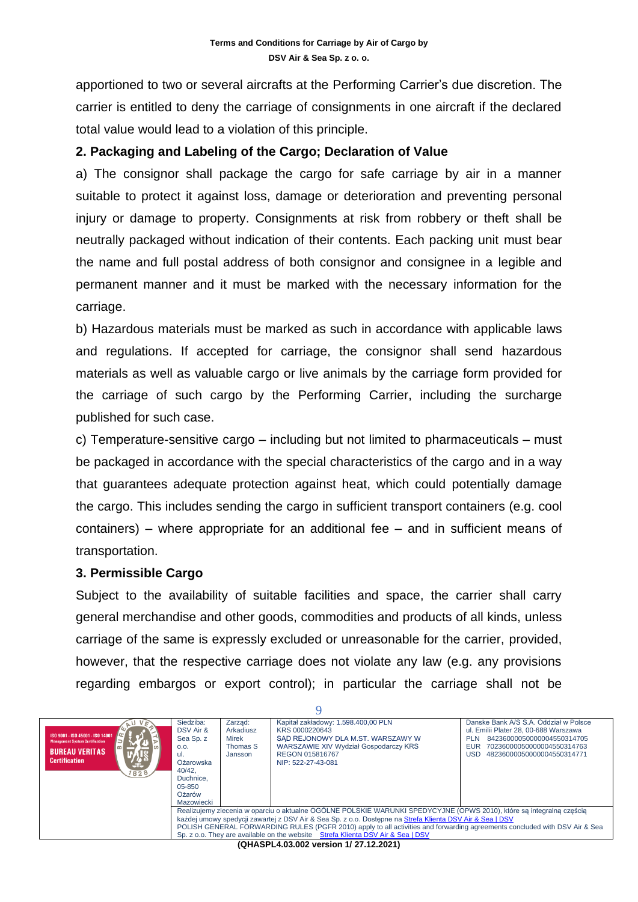apportioned to two or several aircrafts at the Performing Carrier's due discretion. The carrier is entitled to deny the carriage of consignments in one aircraft if the declared total value would lead to a violation of this principle.

**2. Packaging and Labeling of the Cargo; Declaration of Value**

a) The consignor shall package the cargo for safe carriage by air in a manner suitable to protect it against loss, damage or deterioration and preventing personal injury or damage to property. Consignments at risk from robbery or theft shall be neutrally packaged without indication of their contents. Each packing unit must bear the name and full postal address of both consignor and consignee in a legible and permanent manner and it must be marked with the necessary information for the carriage.

b) Hazardous materials must be marked as such in accordance with applicable laws and regulations. If accepted for carriage, the consignor shall send hazardous materials as well as valuable cargo or live animals by the carriage form provided for the carriage of such cargo by the Performing Carrier, including the surcharge published for such case.

c) Temperature-sensitive cargo – including but not limited to pharmaceuticals – must be packaged in accordance with the special characteristics of the cargo and in a way that guarantees adequate protection against heat, which could potentially damage the cargo. This includes sending the cargo in sufficient transport containers (e.g. cool containers) – where appropriate for an additional fee – and in sufficient means of transportation.

**3. Permissible Cargo**

Subject to the availability of suitable facilities and space, the carrier shall carry general merchandise and other goods, commodities and products of all kinds, unless carriage of the same is expressly excluded or unreasonable for the carrier, provided, however, that the respective carriage does not violate any law (e.g. any provisions regarding embargos or export control); in particular the carriage shall not be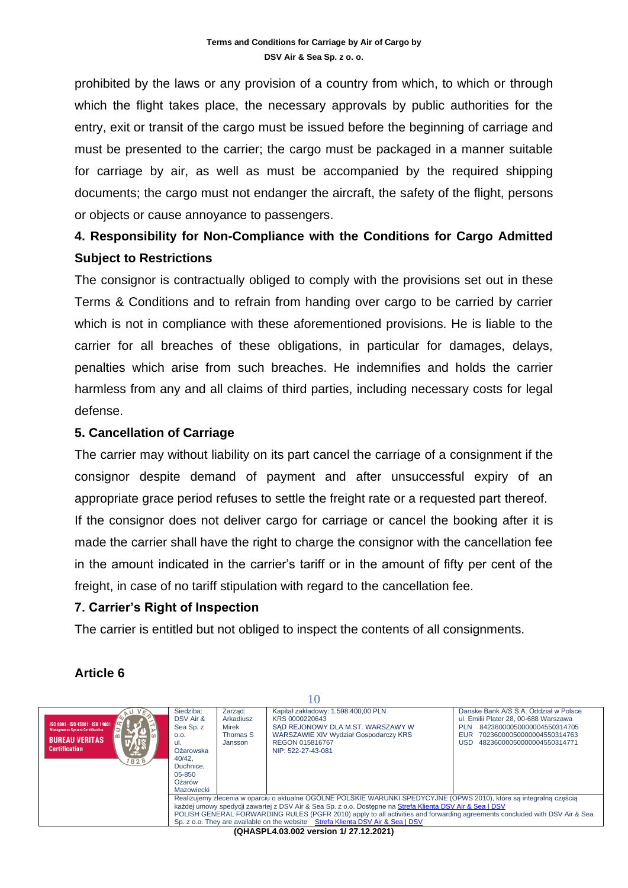prohibited by the laws or any provision of a country from which, to which or through which the flight takes place, the necessary approvals by public authorities for the entry, exit or transit of the cargo must be issued before the beginning of carriage and must be presented to the carrier; the cargo must be packaged in a manner suitable for carriage by air, as well as must be accompanied by the required shipping documents; the cargo must not endanger the aircraft, the safety of the flight, persons or objects or cause annoyance to passengers.

### 4. Responsibility for Non-Compliance with the Conditions for Cargo Admitted Subject to Restrictions

The consignor is contractually obliged to comply with the provisions set out in these Terms & Conditions and to refrain from handing over cargo to be carried by carrier which is not in compliance with these aforementioned provisions. He is liable to the carrier for all breaches of these obligations, in particular for damages, delays, penalties which arise from such breaches. He indemnifies and holds the carrier harmless from any and all claims of third parties, including necessary costs for legal defense.

### 5. Cancellation of Carriage

The carrier may without liability on its part cancel the carriage of a consignment if the consignor despite demand of payment and after unsuccessful expiry of an appropriate grace period refuses to settle the freight rate or a requested part thereof.

If the consignor does not deliver cargo for carriage or cancel the booking after it is made the carrier shall have the right to charge the consignor with the cancellation fee in the amount indicated in the carrier's tariff or in the amount of fifty per cent of the freight, in case of no tariff stipulation with regard to the cancellation fee.

### 7. Carrier's Right of Inspection

The carrier is entitled but not obliged to inspect the contents of all consignments.

## Article 6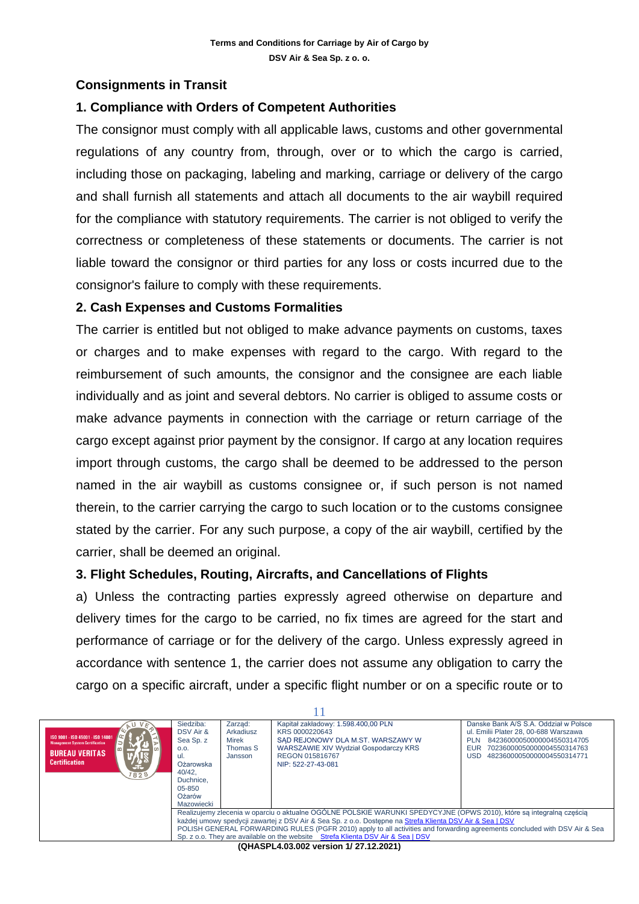## Consignments in Transit

### 1. Compliance with Orders of Competent Authorities

The consignor must comply with all applicable laws, customs and other governmental regulations of any country from, through, over or to which the cargo is carried, including those on packaging, labeling and marking, carriage or delivery of the cargo and shall furnish all statements and attach all documents to the air waybill required for the compliance with statutory requirements. The carrier is not obliged to verify the correctness or completeness of these statements or documents. The carrier is not liable toward the consignor or third parties for any loss or costs incurred due to the consignor's failure to comply with these requirements.

### 2. Cash Expenses and Customs Formalities

The carrier is entitled but not obliged to make advance payments on customs, taxes or charges and to make expenses with regard to the cargo. With regard to the reimbursement of such amounts, the consignor and the consignee are each liable individually and as joint and several debtors. No carrier is obliged to assume costs or make advance payments in connection with the carriage or return carriage of the cargo except against prior payment by the consignor. If cargo at any location requires import through customs, the cargo shall be deemed to be addressed to the person named in the air waybill as customs consignee or, if such person is not named therein, to the carrier carrying the cargo to such location or to the customs consignee stated by the carrier. For any such purpose, a copy of the air waybill, certified by the carrier, shall be deemed an original.

### 3. Flight Schedules, Routing, Aircrafts, and Cancellations of Flights

a) Unless the contracting parties expressly agreed otherwise on departure and delivery times for the cargo to be carried, no fix times are agreed for the start and performance of carriage or for the delivery of the cargo. Unless expressly agreed in accordance with sentence 1, the carrier does not assume any obligation to carry the cargo on a specific aircraft, under a specific flight number or on a specific route or to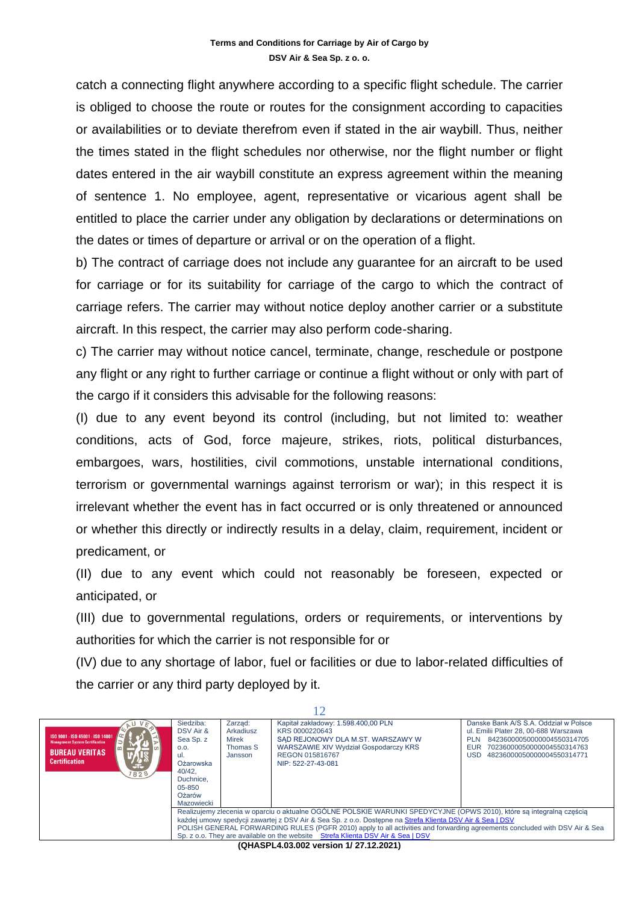catch a connecting flight anywhere according to a specific flight schedule. The carrier is obliged to choose the route or routes for the consignment according to capacities or availabilities or to deviate therefrom even if stated in the air waybill. Thus, neither the times stated in the flight schedules nor otherwise, nor the flight number or flight dates entered in the air waybill constitute an express agreement within the meaning of sentence 1. No employee, agent, representative or vicarious agent shall be entitled to place the carrier under any obligation by declarations or determinations on the dates or times of departure or arrival or on the operation of a flight.

b) The contract of carriage does not include any guarantee for an aircraft to be used for carriage or for its suitability for carriage of the cargo to which the contract of carriage refers. The carrier may without notice deploy another carrier or a substitute aircraft. In this respect, the carrier may also perform code-sharing.

c) The carrier may without notice cancel, terminate, change, reschedule or postpone any flight or any right to further carriage or continue a flight without or only with part of the cargo if it considers this advisable for the following reasons:

(I) due to any event beyond its control (including, but not limited to: weather conditions, acts of God, force majeure, strikes, riots, political disturbances, embargoes, wars, hostilities, civil commotions, unstable international conditions, terrorism or governmental warnings against terrorism or war); in this respect it is irrelevant whether the event has in fact occurred or is only threatened or announced or whether this directly or indirectly results in a delay, claim, requirement, incident or predicament, or

(II) due to any event which could not reasonably be foreseen, expected or anticipated, or

(III) due to governmental regulations, orders or requirements, or interventions by authorities for which the carrier is not responsible for or

(IV) due to any shortage of labor, fuel or facilities or due to labor-related difficulties of the carrier or any third party deployed by it.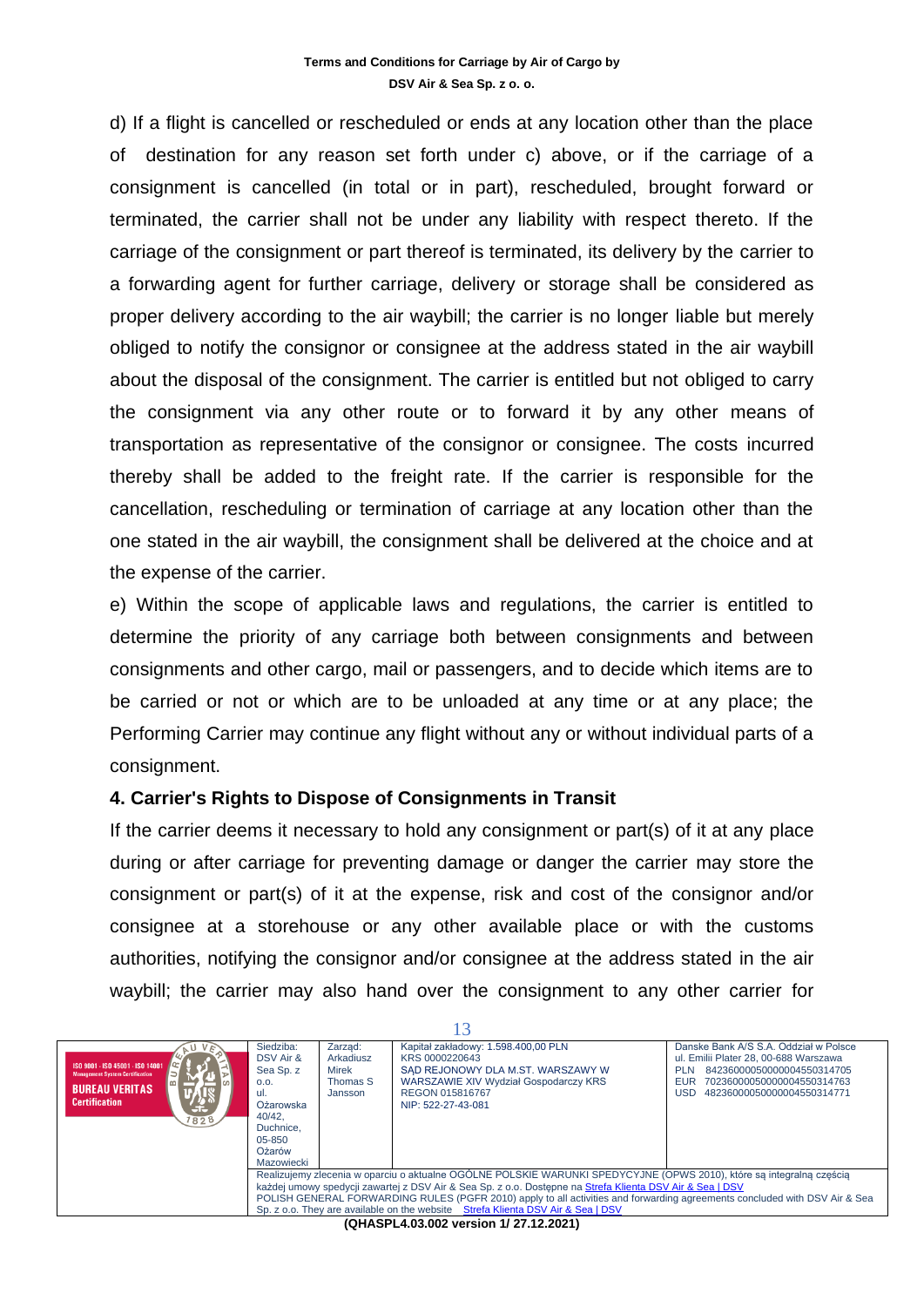d) If a flight is cancelled or rescheduled or ends at any location other than the place of destination for any reason set forth under c) above, or if the carriage of a consignment is cancelled (in total or in part), rescheduled, brought forward or terminated, the carrier shall not be under any liability with respect thereto. If the carriage of the consignment or part thereof is terminated, its delivery by the carrier to a forwarding agent for further carriage, delivery or storage shall be considered as proper delivery according to the air waybill; the carrier is no longer liable but merely obliged to notify the consignor or consignee at the address stated in the air waybill about the disposal of the consignment. The carrier is entitled but not obliged to carry the consignment via any other route or to forward it by any other means of transportation as representative of the consignor or consignee. The costs incurred thereby shall be added to the freight rate. If the carrier is responsible for the cancellation, rescheduling or termination of carriage at any location other than the one stated in the air waybill, the consignment shall be delivered at the choice and at the expense of the carrier.

e) Within the scope of applicable laws and regulations, the carrier is entitled to determine the priority of any carriage both between consignments and between consignments and other cargo, mail or passengers, and to decide which items are to be carried or not or which are to be unloaded at any time or at any place; the Performing Carrier may continue any flight without any or without individual parts of a consignment.

### 4. Carrier's Rights to Dispose of Consignments in Transit

If the carrier deems it necessary to hold any consignment or part(s) of it at any place during or after carriage for preventing damage or danger the carrier may store the consignment or part(s) of it at the expense, risk and cost of the consignor and/or consignee at a storehouse or any other available place or with the customs authorities, notifying the consignor and/or consignee at the address stated in the air waybill; the carrier may also hand over the consignment to any other carrier for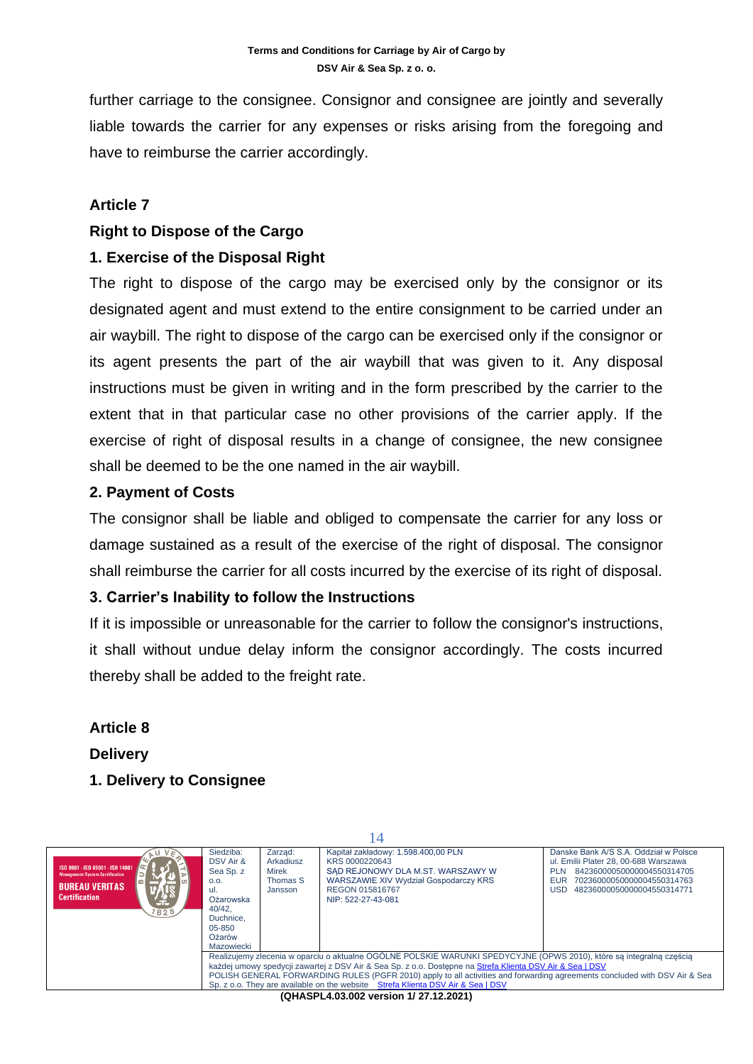further carriage to the consignee. Consignor and consignee are jointly and severally liable towards the carrier for any expenses or risks arising from the foregoing and have to reimburse the carrier accordingly.

## Article 7

## Right to Dispose of the Cargo

### 1. Exercise of the Disposal Right

The right to dispose of the cargo may be exercised only by the consignor or its designated agent and must extend to the entire consignment to be carried under an air waybill. The right to dispose of the cargo can be exercised only if the consignor or its agent presents the part of the air waybill that was given to it. Any disposal instructions must be given in writing and in the form prescribed by the carrier to the extent that in that particular case no other provisions of the carrier apply. If the exercise of right of disposal results in a change of consignee, the new consignee shall be deemed to be the one named in the air waybill.

### 2. Payment of Costs

The consignor shall be liable and obliged to compensate the carrier for any loss or damage sustained as a result of the exercise of the right of disposal. The consignor shall reimburse the carrier for all costs incurred by the exercise of its right of disposal.

### 3. Carrier's Inability to follow the Instructions

If it is impossible or unreasonable for the carrier to follow the consignor's instructions, it shall without undue delay inform the consignor accordingly. The costs incurred thereby shall be added to the freight rate.

## Article 8

## Delivery

### 1. Delivery to Consignee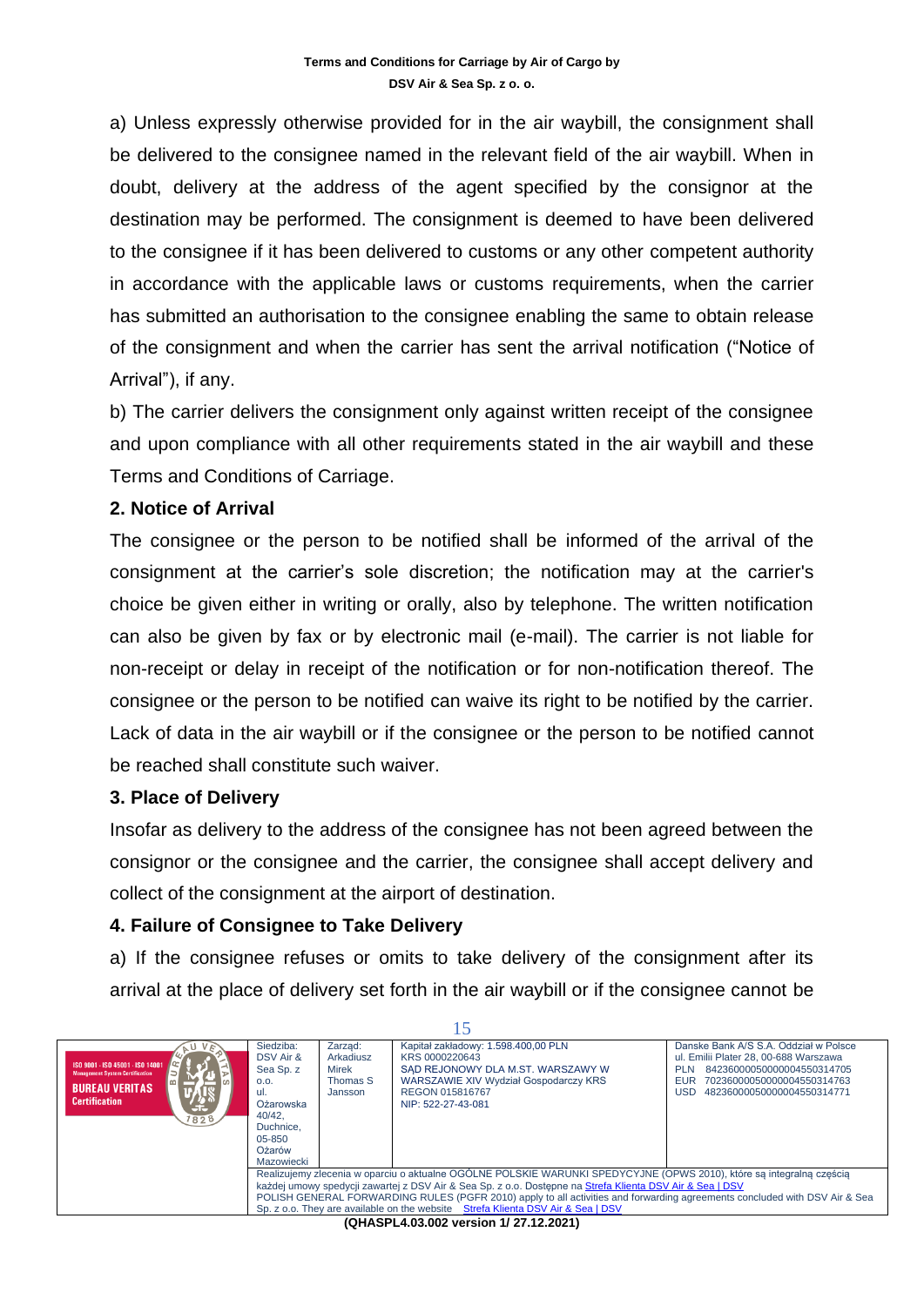a) Unless expressly otherwise provided for in the air waybill, the consignment shall be delivered to the consignee named in the relevant field of the air waybill. When in doubt, delivery at the address of the agent specified by the consignor at the destination may be performed. The consignment is deemed to have been delivered to the consignee if it has been delivered to customs or any other competent authority in accordance with the applicable laws or customs requirements, when the carrier has submitted an authorisation to the consignee enabling the same to obtain release of the consignment and when the carrier has sent the arrival notification ("Notice of Arrival"), if any.

b) The carrier delivers the consignment only against written receipt of the consignee and upon compliance with all other requirements stated in the air waybill and these Terms and Conditions of Carriage.

## 2. Notice of Arrival

The consignee or the person to be notified shall be informed of the arrival of the consignment at the carrier's sole discretion; the notification may at the carrier's choice be given either in writing or orally, also by telephone. The written notification can also be given by fax or by electronic mail (e-mail). The carrier is not liable for non-receipt or delay in receipt of the notification or for non-notification thereof. The consignee or the person to be notified can waive its right to be notified by the carrier. Lack of data in the air waybill or if the consignee or the person to be notified cannot be reached shall constitute such waiver.

## 3. Place of Delivery

Insofar as delivery to the address of the consignee has not been agreed between the consignor or the consignee and the carrier, the consignee shall accept delivery and collect of the consignment at the airport of destination.

## 4. Failure of Consignee to Take Delivery

a) If the consignee refuses or omits to take delivery of the consignment after its arrival at the place of delivery set forth in the air waybill or if the consignee cannot be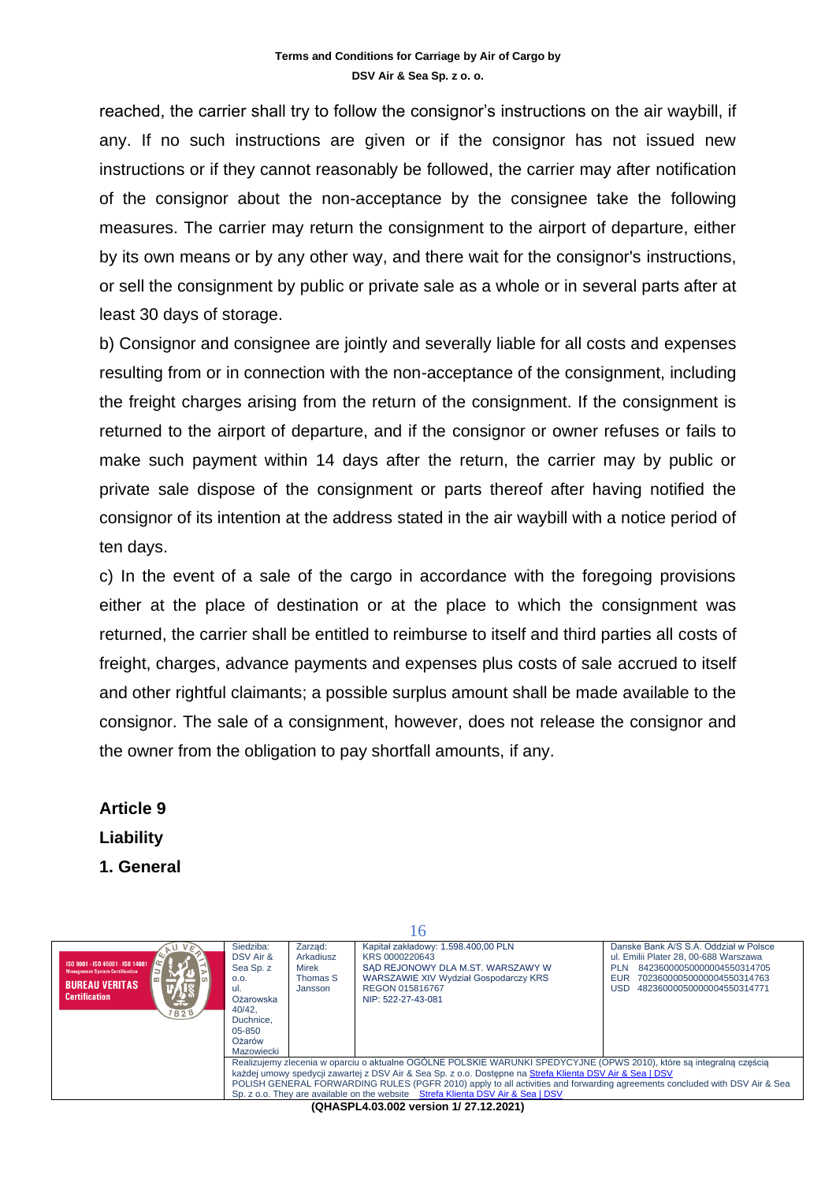reached, the carrier shall try to follow the consignor's instructions on the air waybill, if any. If no such instructions are given or if the consignor has not issued new instructions or if they cannot reasonably be followed, the carrier may after notification of the consignor about the non-acceptance by the consignee take the following measures. The carrier may return the consignment to the airport of departure, either by its own means or by any other way, and there wait for the consignor's instructions, or sell the consignment by public or private sale as a whole or in several parts after at least 30 days of storage.

b) Consignor and consignee are jointly and severally liable for all costs and expenses resulting from or in connection with the non-acceptance of the consignment, including the freight charges arising from the return of the consignment. If the consignment is returned to the airport of departure, and if the consignor or owner refuses or fails to make such payment within 14 days after the return, the carrier may by public or private sale dispose of the consignment or parts thereof after having notified the consignor of its intention at the address stated in the air waybill with a notice period of ten days.

c) In the event of a sale of the cargo in accordance with the foregoing provisions either at the place of destination or at the place to which the consignment was returned, the carrier shall be entitled to reimburse to itself and third parties all costs of freight, charges, advance payments and expenses plus costs of sale accrued to itself and other rightful claimants; a possible surplus amount shall be made available to the consignor. The sale of a consignment, however, does not release the consignor and the owner from the obligation to pay shortfall amounts, if any.

**Article 9**

**Liability**

**1. General**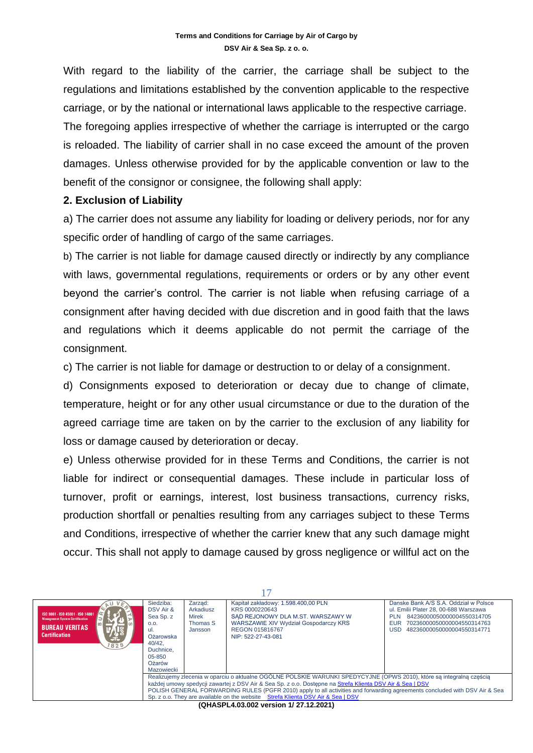With regard to the liability of the carrier, the carriage shall be subject to the regulations and limitations established by the convention applicable to the respective carriage, or by the national or international laws applicable to the respective carriage. The foregoing applies irrespective of whether the carriage is interrupted or the cargo is reloaded. The liability of carrier shall in no case exceed the amount of the proven damages. Unless otherwise provided for by the applicable convention or law to the benefit of the consignor or consignee, the following shall apply:

**2. Exclusion of Liability**

a) The carrier does not assume any liability for loading or delivery periods, nor for any specific order of handling of cargo of the same carriages.

b) The carrier is not liable for damage caused directly or indirectly by any compliance with laws, governmental regulations, requirements or orders or by any other event beyond the carrier's control. The carrier is not liable when refusing carriage of a consignment after having decided with due discretion and in good faith that the laws and regulations which it deems applicable do not permit the carriage of the consignment.

c) The carrier is not liable for damage or destruction to or delay of a consignment.

d) Consignments exposed to deterioration or decay due to change of climate, temperature, height or for any other usual circumstance or due to the duration of the agreed carriage time are taken on by the carrier to the exclusion of any liability for loss or damage caused by deterioration or decay.

e) Unless otherwise provided for in these Terms and Conditions, the carrier is not liable for indirect or consequential damages. These include in particular loss of turnover, profit or earnings, interest, lost business transactions, currency risks, production shortfall or penalties resulting from any carriages subject to these Terms and Conditions, irrespective of whether the carrier knew that any such damage might occur. This shall not apply to damage caused by gross negligence or willful act on the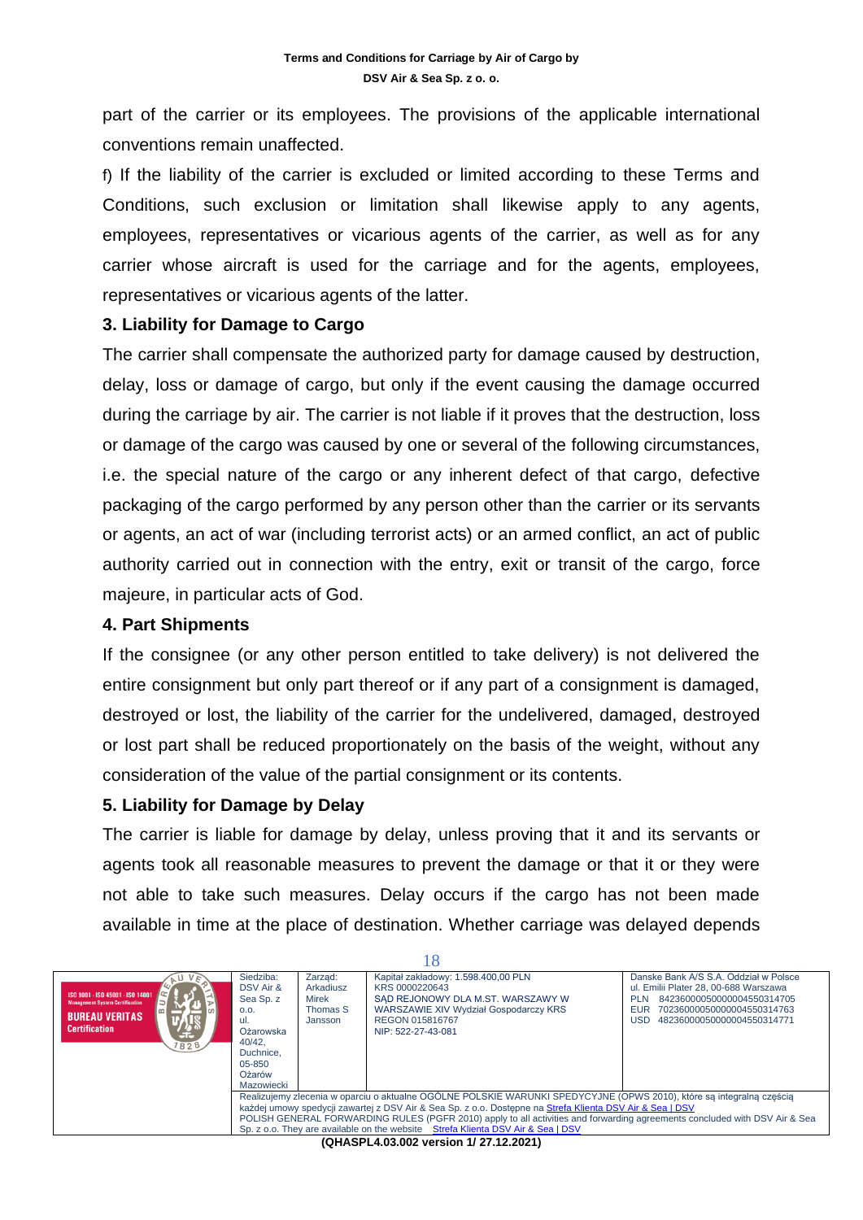part of the carrier or its employees. The provisions of the applicable international conventions remain unaffected.

f) If the liability of the carrier is excluded or limited according to these Terms and Conditions, such exclusion or limitation shall likewise apply to any agents, employees, representatives or vicarious agents of the carrier, as well as for any carrier whose aircraft is used for the carriage and for the agents, employees, representatives or vicarious agents of the latter.

**3. Liability for Damage to Cargo**

The carrier shall compensate the authorized party for damage caused by destruction, delay, loss or damage of cargo, but only if the event causing the damage occurred during the carriage by air. The carrier is not liable if it proves that the destruction, loss or damage of the cargo was caused by one or several of the following circumstances, i.e. the special nature of the cargo or any inherent defect of that cargo, defective packaging of the cargo performed by any person other than the carrier or its servants or agents, an act of war (including terrorist acts) or an armed conflict, an act of public authority carried out in connection with the entry, exit or transit of the cargo, force majeure, in particular acts of God.

**4. Part Shipments**

If the consignee (or any other person entitled to take delivery) is not delivered the entire consignment but only part thereof or if any part of a consignment is damaged, destroyed or lost, the liability of the carrier for the undelivered, damaged, destroyed or lost part shall be reduced proportionately on the basis of the weight, without any consideration of the value of the partial consignment or its contents.

**5. Liability for Damage by Delay**

The carrier is liable for damage by delay, unless proving that it and its servants or agents took all reasonable measures to prevent the damage or that it or they were not able to take such measures. Delay occurs if the cargo has not been made available in time at the place of destination. Whether carriage was delayed depends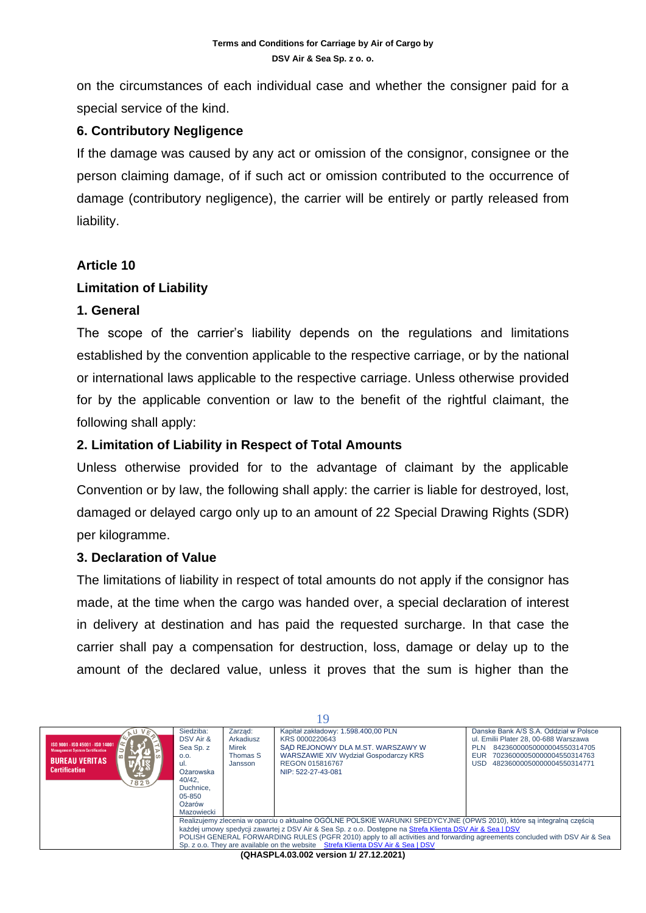on the circumstances of each individual case and whether the consigner paid for a special service of the kind.

### 6. Contributory Negligence

If the damage was caused by any act or omission of the consignor, consignee or the person claiming damage, of if such act or omission contributed to the occurrence of damage (contributory negligence), the carrier will be entirely or partly released from liability.

## Article 10

## Limitation of Liability

### 1. General

The scope of the carrier's liability depends on the regulations and limitations established by the convention applicable to the respective carriage, or by the national or international laws applicable to the respective carriage. Unless otherwise provided for by the applicable convention or law to the benefit of the rightful claimant, the following shall apply:

### 2. Limitation of Liability in Respect of Total Amounts

Unless otherwise provided for to the advantage of claimant by the applicable Convention or by law, the following shall apply: the carrier is liable for destroyed, lost, damaged or delayed cargo only up to an amount of 22 Special Drawing Rights (SDR) per kilogramme.

### 3. Declaration of Value

The limitations of liability in respect of total amounts do not apply if the consignor has made, at the time when the cargo was handed over, a special declaration of interest in delivery at destination and has paid the requested surcharge. In that case the carrier shall pay a compensation for destruction, loss, damage or delay up to the amount of the declared value, unless it proves that the sum is higher than the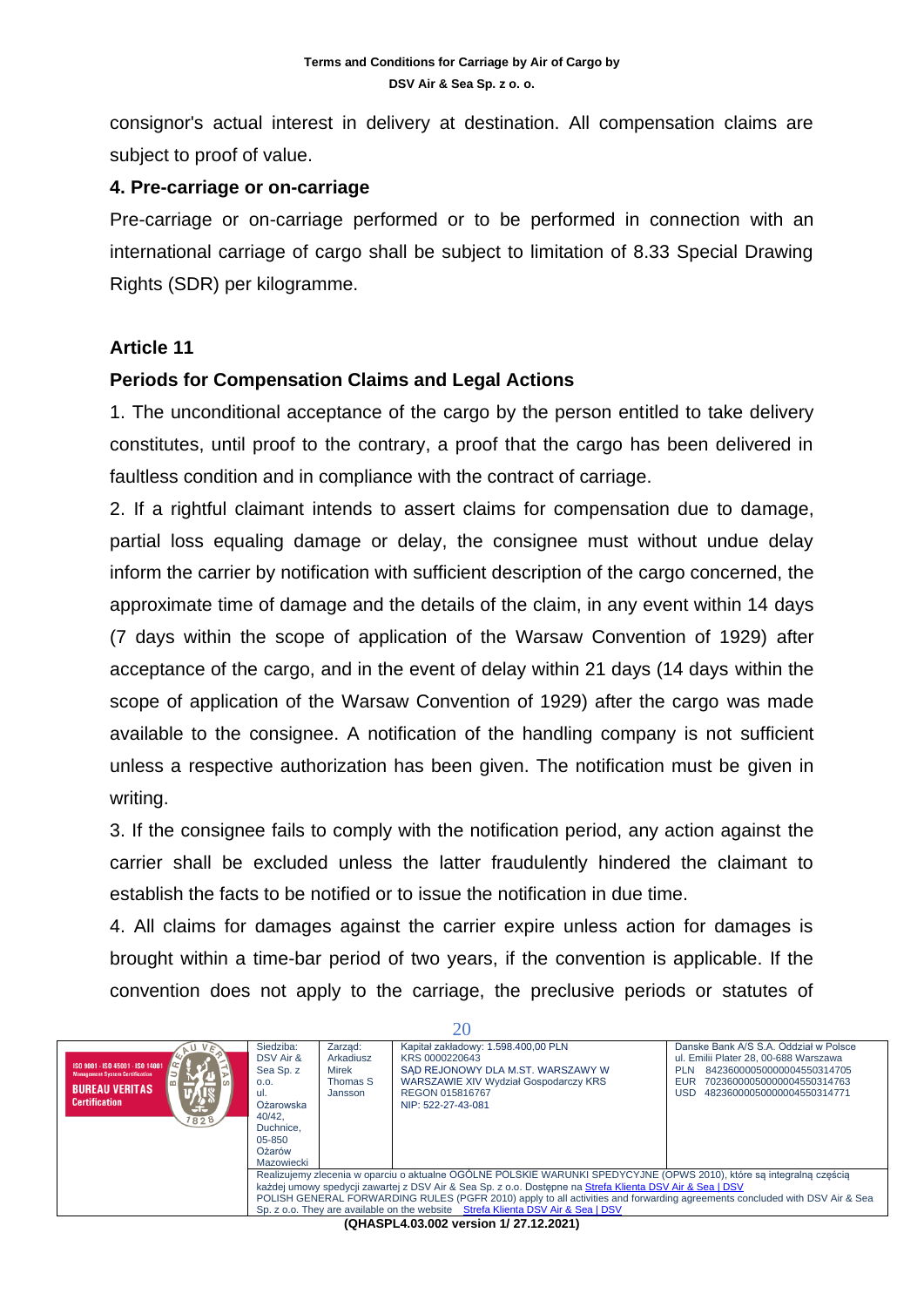consignor's actual interest in delivery at destination. All compensation claims are subject to proof of value.

**4. Pre-carriage or on-carriage**

Pre-carriage or on-carriage performed or to be performed in connection with an international carriage of cargo shall be subject to limitation of 8.33 Special Drawing Rights (SDR) per kilogramme.

## Article 11

### Periods for Compensation Claims and Legal Actions

1. The unconditional acceptance of the cargo by the person entitled to take delivery constitutes, until proof to the contrary, a proof that the cargo has been delivered in faultless condition and in compliance with the contract of carriage.

2. If a rightful claimant intends to assert claims for compensation due to damage, partial loss equaling damage or delay, the consignee must without undue delay inform the carrier by notification with sufficient description of the cargo concerned, the approximate time of damage and the details of the claim, in any event within 14 days (7 days within the scope of application of the Warsaw Convention of 1929) after acceptance of the cargo, and in the event of delay within 21 days (14 days within the scope of application of the Warsaw Convention of 1929) after the cargo was made available to the consignee. A notification of the handling company is not sufficient unless a respective authorization has been given. The notification must be given in writing.

3. If the consignee fails to comply with the notification period, any action against the carrier shall be excluded unless the latter fraudulently hindered the claimant to establish the facts to be notified or to issue the notification in due time.

4. All claims for damages against the carrier expire unless action for damages is brought within a time-bar period of two years, if the convention is applicable. If the convention does not apply to the carriage, the preclusive periods or statutes of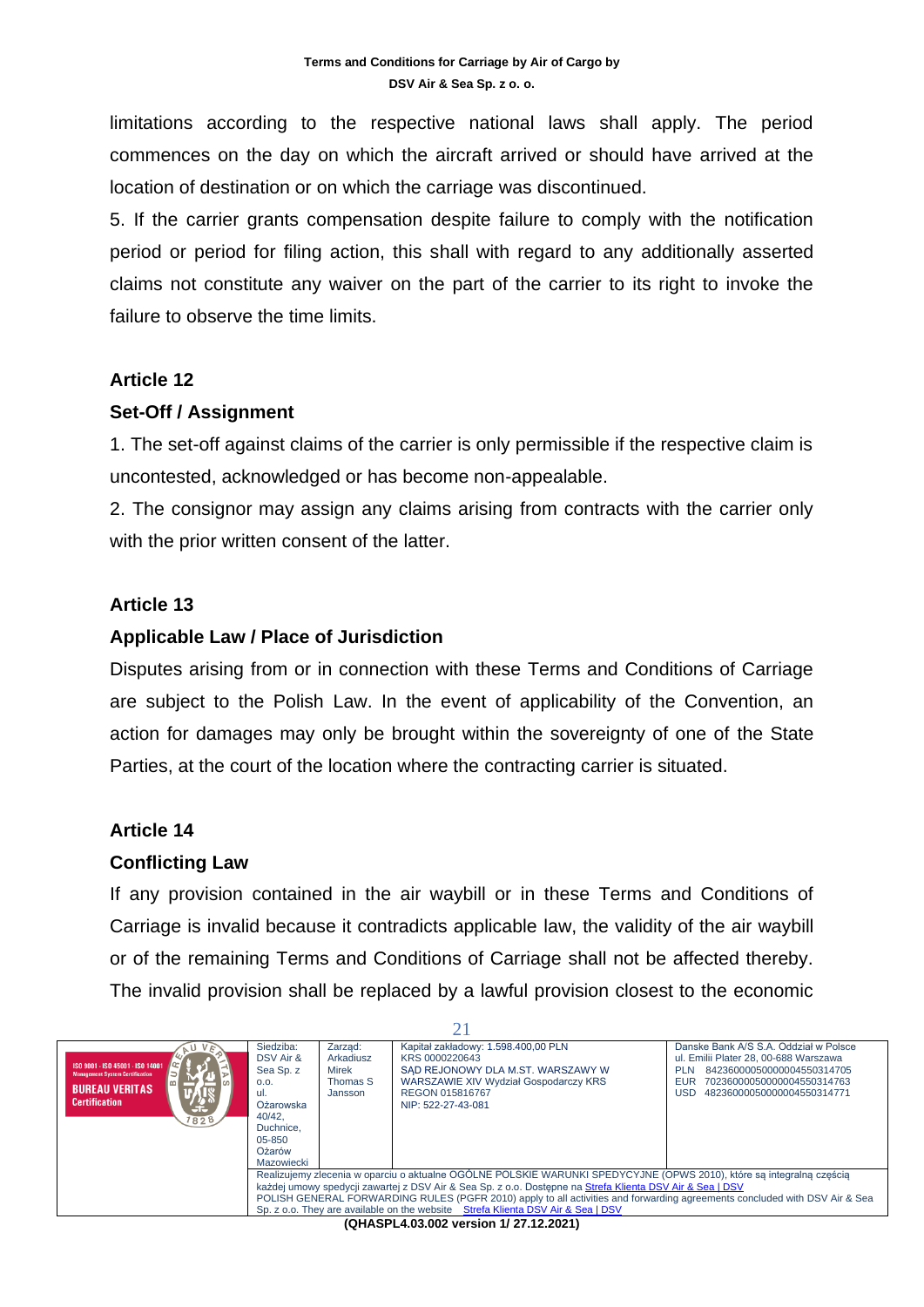limitations according to the respective national laws shall apply. The period commences on the day on which the aircraft arrived or should have arrived at the location of destination or on which the carriage was discontinued.

5. If the carrier grants compensation despite failure to comply with the notification period or period for filing action, this shall with regard to any additionally asserted claims not constitute any waiver on the part of the carrier to its right to invoke the failure to observe the time limits.

## Article 12

## Set-Off / Assignment

1. The set-off against claims of the carrier is only permissible if the respective claim is uncontested, acknowledged or has become non-appealable.

2. The consignor may assign any claims arising from contracts with the carrier only with the prior written consent of the latter.

## Article 13

## Applicable Law / Place of Jurisdiction

Disputes arising from or in connection with these Terms and Conditions of Carriage are subject to the Polish Law. In the event of applicability of the Convention, an action for damages may only be brought within the sovereignty of one of the State Parties, at the court of the location where the contracting carrier is situated.

## Article 14

## Conflicting Law

If any provision contained in the air waybill or in these Terms and Conditions of Carriage is invalid because it contradicts applicable law, the validity of the air waybill or of the remaining Terms and Conditions of Carriage shall not be affected thereby. The invalid provision shall be replaced by a lawful provision closest to the economic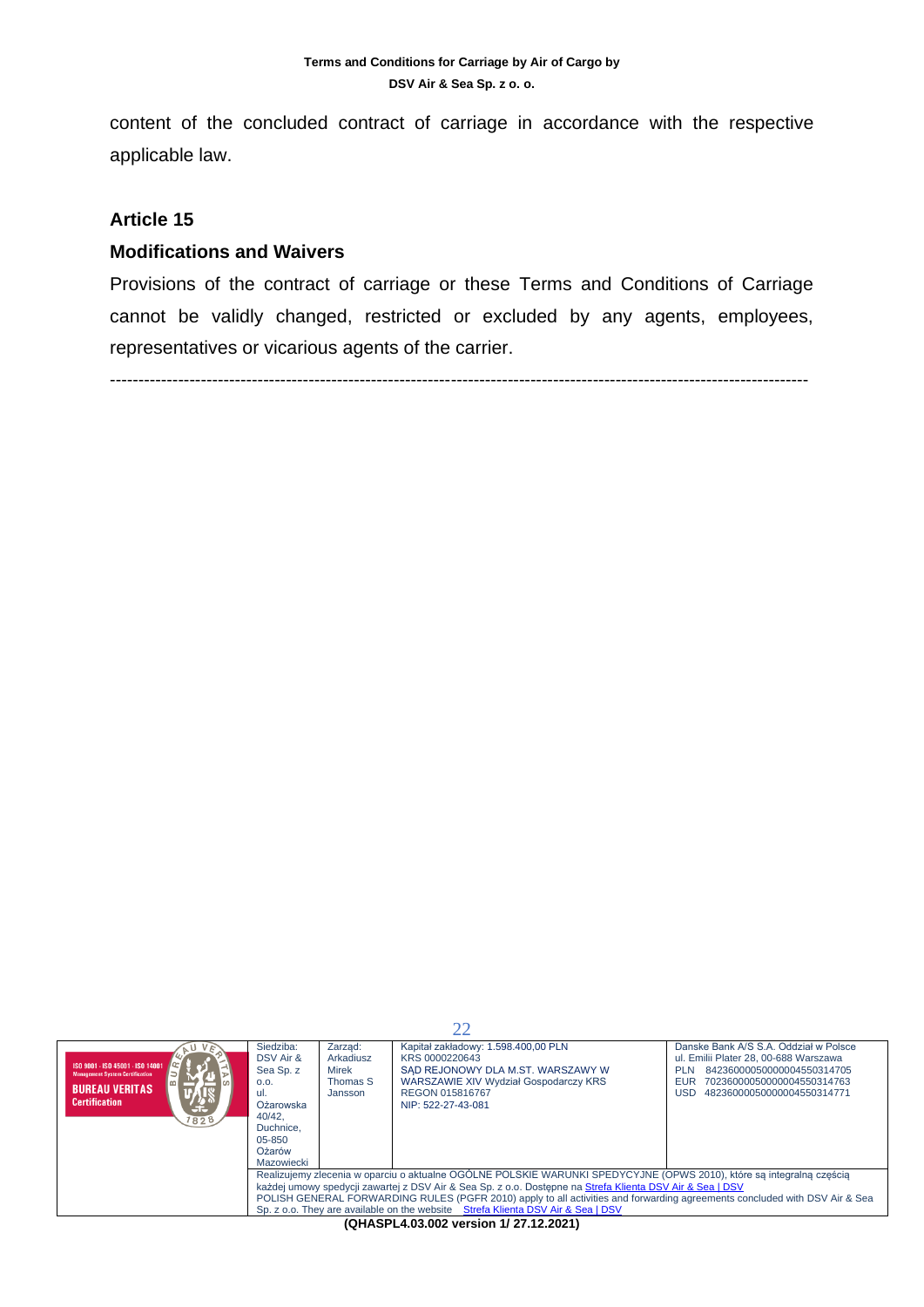content of the concluded contract of carriage in accordance with the respective applicable law.

## Article 15

### Modifications and Waivers

Provisions of the contract of carriage or these Terms and Conditions of Carriage cannot be validly changed, restricted or excluded by any agents, employees, representatives or vicarious agents of the carrier.

---